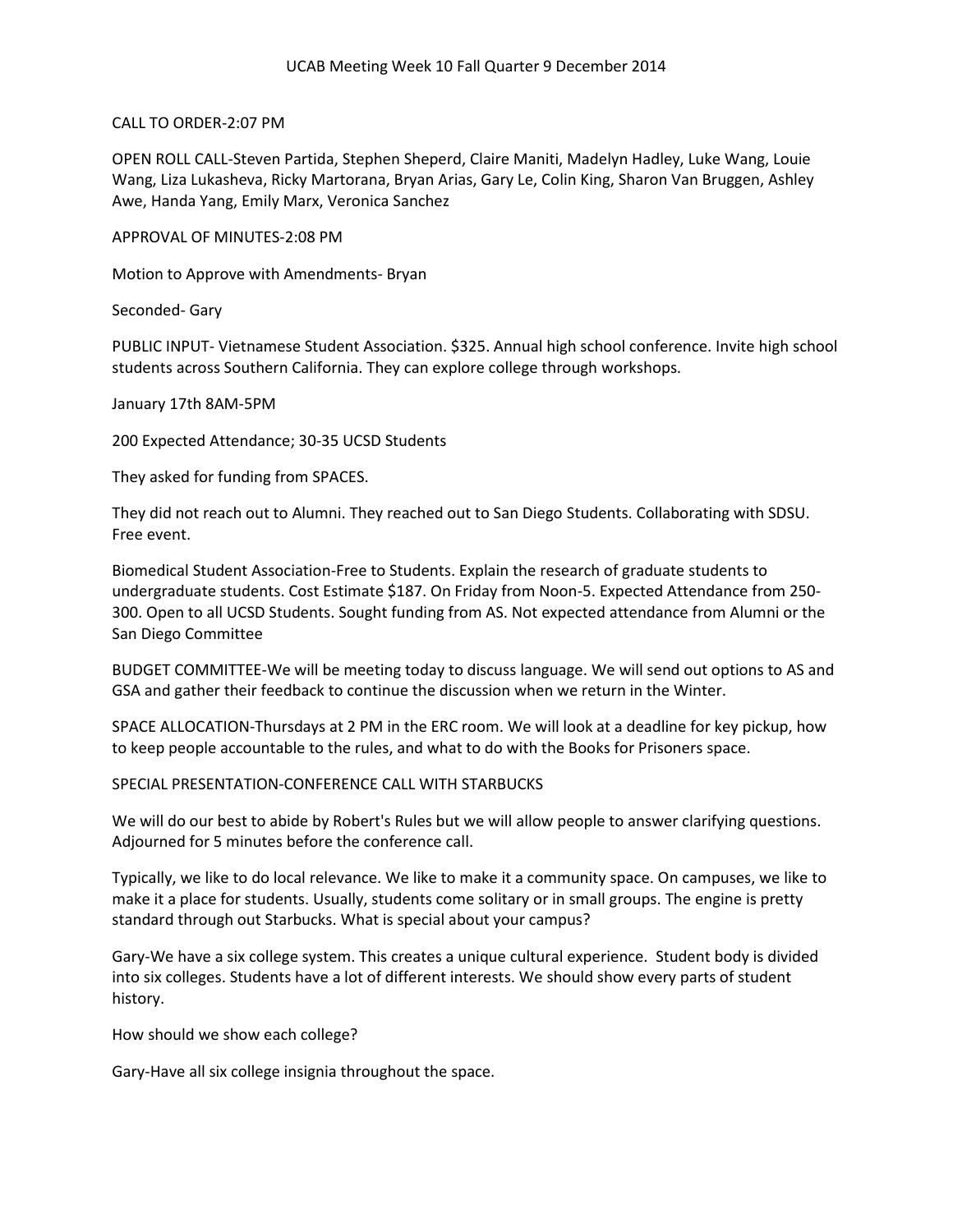# UCAB Meeting Week 10 Fall Quarter 9 December 2014

CALL TO ORDER-2:07 PM

OPEN ROLL CALL-Steven Partida, Stephen Sheperd, Claire Maniti, Madelyn Hadley, Luke Wang, Louie Wang, Liza Lukasheva, Ricky Martorana, Bryan Arias, Gary Le, Colin King, Sharon Van Bruggen, Ashley Awe, Handa Yang, Emily Marx, Veronica Sanchez

APPROVAL OF MINUTES-2:08 PM

Motion to Approve with Amendments- Bryan

Seconded- Gary

PUBLIC INPUT- Vietnamese Student Association. $325. Annual high school conference. Invite high school students across Southern California. They can explore college through workshops.

January 17th 8AM-5PM

200 Expected Attendance; 30-35 UCSD Students

They asked for funding from SPACES.

They did not reach out to Alumni. They reached out to San Diego Students. Collaborating with SDSU. Free event.

Biomedical Student Association-Free to Students. Explain the research of graduate students to undergraduate students. Cost Estimate $187. On Friday from Noon-5. Expected Attendance from 250-300. Open to all UCSD Students. Sought funding from AS. Not expected attendance from Alumni or the San Diego Committee

BUDGET COMMITTEE-We will be meeting today to discuss language. We will send out options to AS and GSA and gather their feedback to continue the discussion when we return in the Winter.

SPACE ALLOCATION-Thursdays at 2 PM in the ERC room. We will look at a deadline for key pickup, how to keep people accountable to the rules, and what to do with the Books for Prisoners space.

SPECIAL PRESENTATION-CONFERENCE CALL WITH STARBUCKS

We will do our best to abide by Robert's Rules but we will allow people to answer clarifying questions. Adjourned for 5 minutes before the conference call.

Typically, we like to do local relevance. We like to make it a community space. On campuses, we like to make it a place for students. Usually, students come solitary or in small groups. The engine is pretty standard through out Starbucks. What is special about your campus?

Gary-We have a six college system. This creates a unique cultural experience. Student body is divided into six colleges. Students have a lot of different interests. We should show every parts of student history.

How should we show each college?

Gary-Have all six college insignia throughout the space.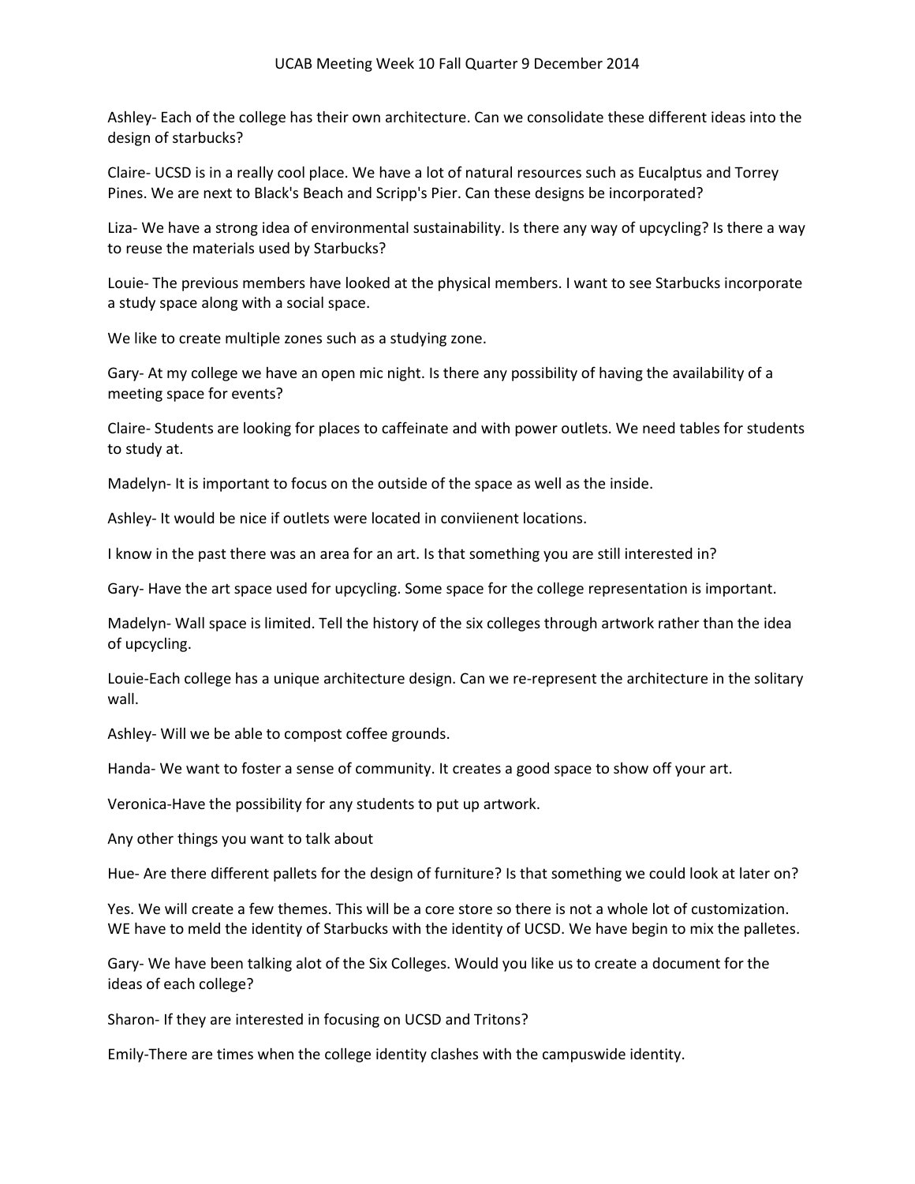Ashley- Each of the college has their own architecture. Can we consolidate these different ideas into the design of starbucks?

Claire- UCSD is in a really cool place. We have a lot of natural resources such as Eucalptus and Torrey Pines. We are next to Black's Beach and Scripp's Pier. Can these designs be incorporated?

Liza- We have a strong idea of environmental sustainability. Is there any way of upcycling? Is there a way to reuse the materials used by Starbucks?

Louie- The previous members have looked at the physical members. I want to see Starbucks incorporate a study space along with a social space.

We like to create multiple zones such as a studying zone.

Gary- At my college we have an open mic night. Is there any possibility of having the availability of a meeting space for events?

Claire- Students are looking for places to caffeinate and with power outlets. We need tables for students to study at.

Madelyn- It is important to focus on the outside of the space as well as the inside.

Ashley- It would be nice if outlets were located in conviienent locations.

I know in the past there was an area for an art. Is that something you are still interested in?

Gary- Have the art space used for upcycling. Some space for the college representation is important.

Madelyn- Wall space is limited. Tell the history of the six colleges through artwork rather than the idea of upcycling.

Louie-Each college has a unique architecture design. Can we re-represent the architecture in the solitary wall.

Ashley- Will we be able to compost coffee grounds.

Handa- We want to foster a sense of community. It creates a good space to show off your art.

Veronica-Have the possibility for any students to put up artwork.

Any other things you want to talk about

Hue- Are there different pallets for the design of furniture? Is that something we could look at later on?

Yes. We will create a few themes. This will be a core store so there is not a whole lot of customization. WE have to meld the identity of Starbucks with the identity of UCSD. We have begin to mix the palletes.

Gary- We have been talking alot of the Six Colleges. Would you like us to create a document for the ideas of each college?

Sharon- If they are interested in focusing on UCSD and Tritons?

Emily-There are times when the college identity clashes with the campuswide identity.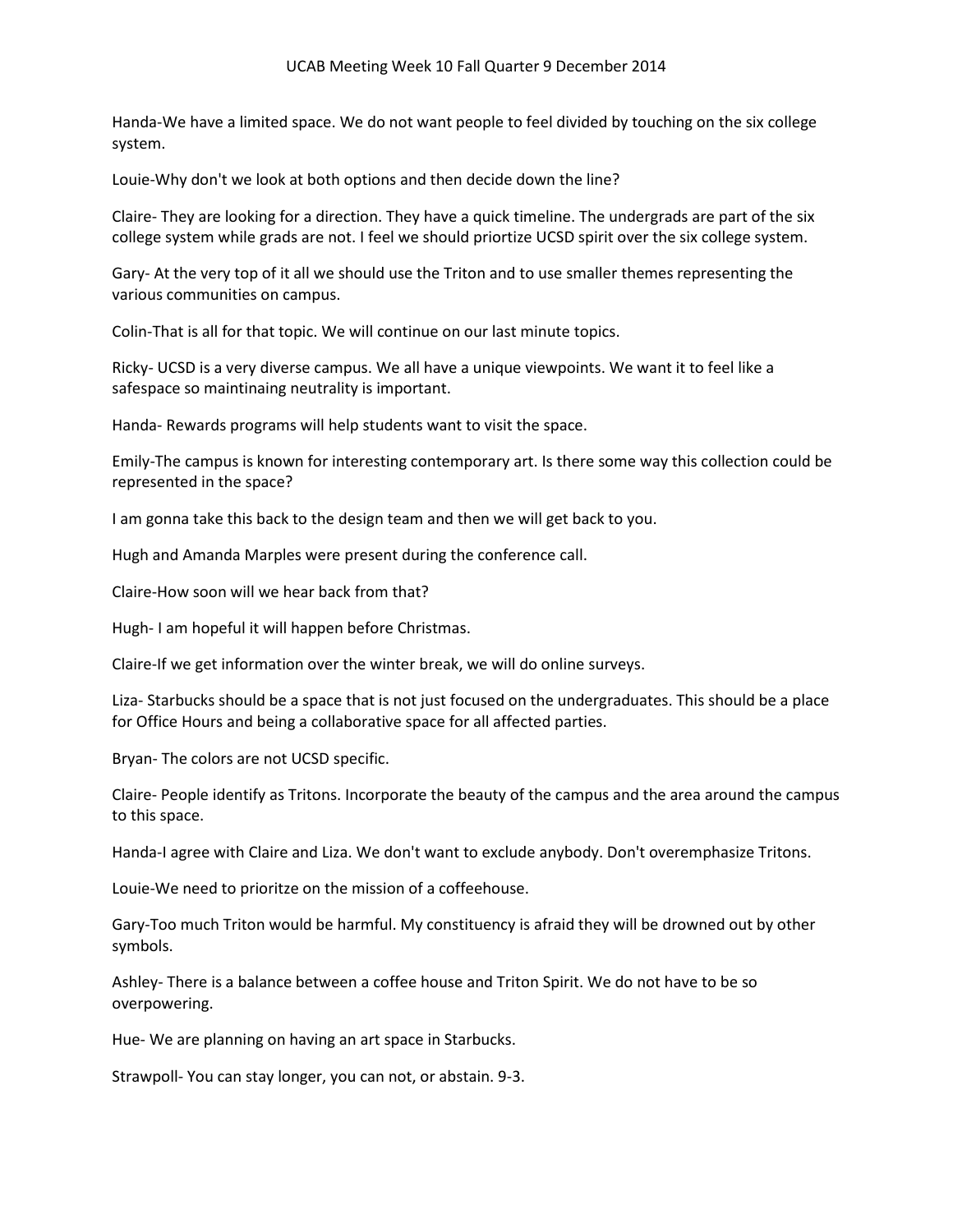Handa-We have a limited space. We do not want people to feel divided by touching on the six college system.

Louie-Why don't we look at both options and then decide down the line?

Claire- They are looking for a direction. They have a quick timeline. The undergrads are part of the six college system while grads are not. I feel we should priortize UCSD spirit over the six college system.

Gary- At the very top of it all we should use the Triton and to use smaller themes representing the various communities on campus.

Colin-That is all for that topic. We will continue on our last minute topics.

Ricky- UCSD is a very diverse campus. We all have a unique viewpoints. We want it to feel like a safespace so maintinaing neutrality is important.

Handa- Rewards programs will help students want to visit the space.

Emily-The campus is known for interesting contemporary art. Is there some way this collection could be represented in the space?

I am gonna take this back to the design team and then we will get back to you.

Hugh and Amanda Marples were present during the conference call.

Claire-How soon will we hear back from that?

Hugh- I am hopeful it will happen before Christmas.

Claire-If we get information over the winter break, we will do online surveys.

Liza- Starbucks should be a space that is not just focused on the undergraduates. This should be a place for Office Hours and being a collaborative space for all affected parties.

Bryan- The colors are not UCSD specific.

Claire- People identify as Tritons. Incorporate the beauty of the campus and the area around the campus to this space.

Handa-I agree with Claire and Liza. We don't want to exclude anybody. Don't overemphasize Tritons.

Louie-We need to prioritze on the mission of a coffeehouse.

Gary-Too much Triton would be harmful. My constituency is afraid they will be drowned out by other symbols.

Ashley- There is a balance between a coffee house and Triton Spirit. We do not have to be so overpowering.

Hue- We are planning on having an art space in Starbucks.

Strawpoll- You can stay longer, you can not, or abstain. 9-3.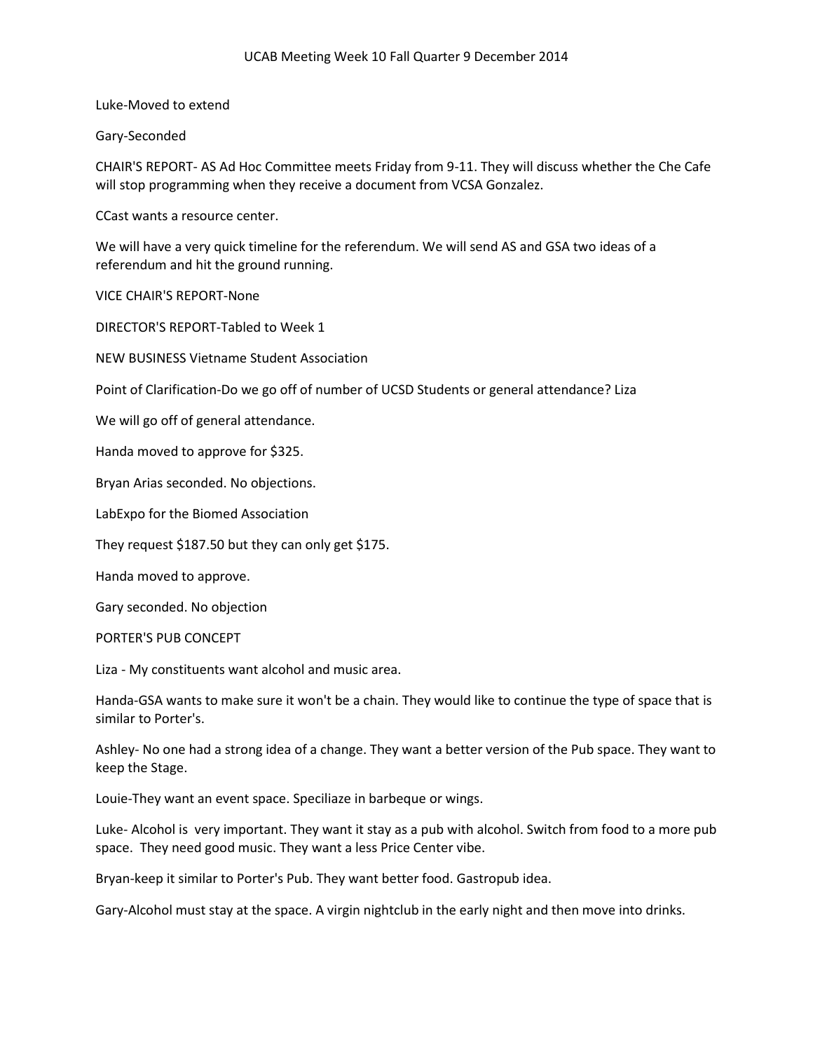Luke-Moved to extend

Gary-Seconded

CHAIR'S REPORT- AS Ad Hoc Committee meets Friday from 9-11. They will discuss whether the Che Cafe will stop programming when they receive a document from VCSA Gonzalez.

CCast wants a resource center.

We will have a very quick timeline for the referendum. We will send AS and GSA two ideas of a referendum and hit the ground running.

VICE CHAIR'S REPORT-None

DIRECTOR'S REPORT-Tabled to Week 1

NEW BUSINESS Vietname Student Association

Point of Clarification-Do we go off of number of UCSD Students or general attendance? Liza

We will go off of general attendance.

Handa moved to approve for $325.

Bryan Arias seconded. No objections.

LabExpo for the Biomed Association

They request $187.50 but they can only get $175.

Handa moved to approve.

Gary seconded. No objection

PORTER'S PUB CONCEPT

Liza - My constituents want alcohol and music area.

Handa-GSA wants to make sure it won't be a chain. They would like to continue the type of space that is similar to Porter's.

Ashley- No one had a strong idea of a change. They want a better version of the Pub space. They want to keep the Stage.

Louie-They want an event space. Speciliaze in barbeque or wings.

Luke- Alcohol is very important. They want it stay as a pub with alcohol. Switch from food to a more pub space. They need good music. They want a less Price Center vibe.

Bryan-keep it similar to Porter's Pub. They want better food. Gastropub idea.

Gary-Alcohol must stay at the space. A virgin nightclub in the early night and then move into drinks.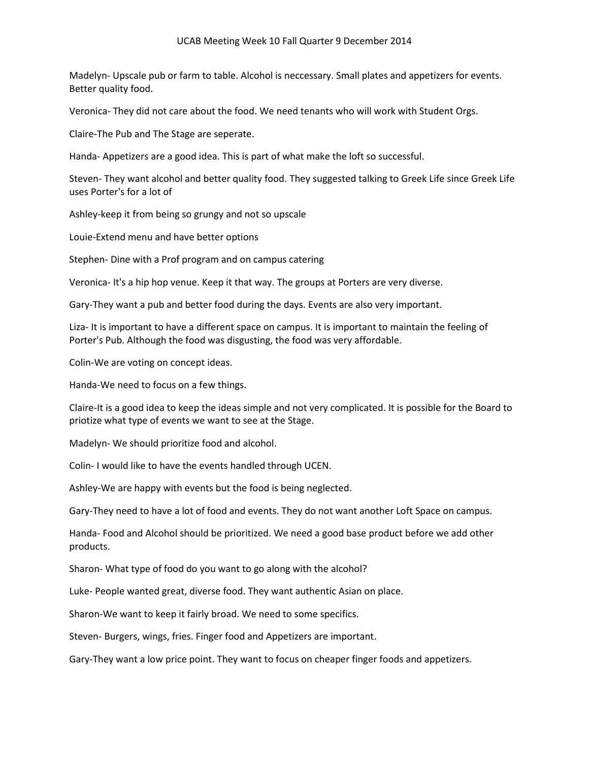UCAB Meeting Week 10 Fall Quarter 9 December 2014

Madelyn- Upscale pub or farm to table. Alcohol is neccessary. Small plates and appetizers for events. Better quality food.

Veronica- They did not care about the food. We need tenants who will work with Student Orgs.

Claire-The Pub and The Stage are seperate.

Handa- Appetizers are a good idea. This is part of what make the loft so successful.

Steven- They want alcohol and better quality food. They suggested talking to Greek Life since Greek Life uses Porter's for a lot of

Ashley-keep it from being so grungy and not so upscale

Louie-Extend menu and have better options

Stephen- Dine with a Prof program and on campus catering

Veronica- It's a hip hop venue. Keep it that way. The groups at Porters are very diverse.

Gary-They want a pub and better food during the days. Events are also very important.

Liza- It is important to have a different space on campus. It is important to maintain the feeling of Porter's Pub. Although the food was disgusting, the food was very affordable.

Colin-We are voting on concept ideas.

Handa-We need to focus on a few things.

Claire-It is a good idea to keep the ideas simple and not very complicated. It is possible for the Board to priotize what type of events we want to see at the Stage.

Madelyn- We should prioritize food and alcohol.

Colin- I would like to have the events handled through UCEN.

Ashley-We are happy with events but the food is being neglected.

Gary-They need to have a lot of food and events. They do not want another Loft Space on campus.

Handa- Food and Alcohol should be prioritized. We need a good base product before we add other products.

Sharon- What type of food do you want to go along with the alcohol?

Luke- People wanted great, diverse food. They want authentic Asian on place.

Sharon-We want to keep it fairly broad. We need to some specifics.

Steven- Burgers, wings, fries. Finger food and Appetizers are important.

Gary-They want a low price point. They want to focus on cheaper finger foods and appetizers.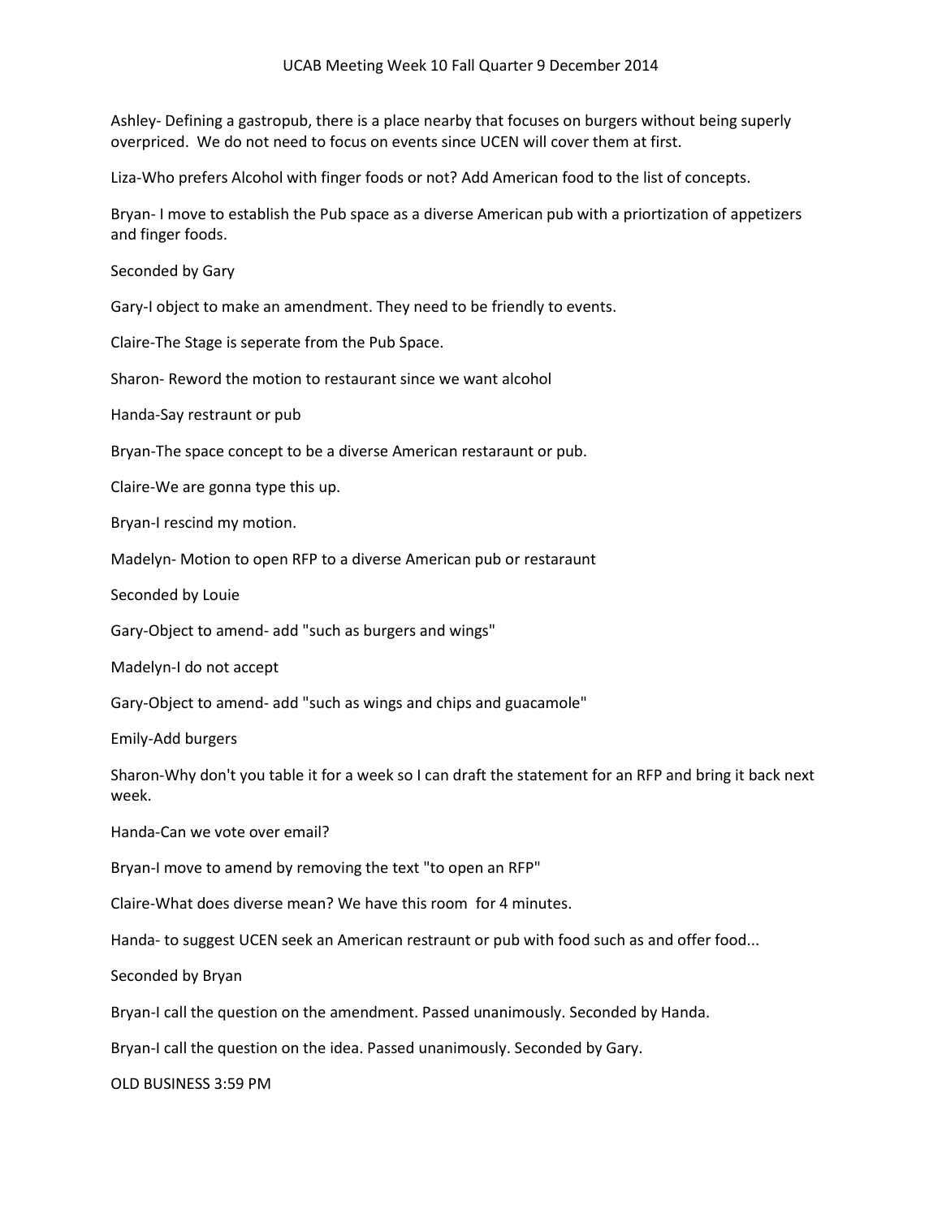UCAB Meeting Week 10 Fall Quarter 9 December 2014

Ashley- Defining a gastropub, there is a place nearby that focuses on burgers without being superly overpriced. We do not need to focus on events since UCEN will cover them at first.

Liza-Who prefers Alcohol with finger foods or not? Add American food to the list of concepts.

Bryan- I move to establish the Pub space as a diverse American pub with a priortization of appetizers and finger foods.

Seconded by Gary

Gary-I object to make an amendment. They need to be friendly to events.

Claire-The Stage is seperate from the Pub Space.

Sharon- Reword the motion to restaurant since we want alcohol

Handa-Say restraunt or pub

Bryan-The space concept to be a diverse American restaraunt or pub.

Claire-We are gonna type this up.

Bryan-I rescind my motion.

Madelyn- Motion to open RFP to a diverse American pub or restaraunt

Seconded by Louie

Gary-Object to amend- add "such as burgers and wings"

Madelyn-I do not accept

Gary-Object to amend- add "such as wings and chips and guacamole"

Emily-Add burgers

Sharon-Why don't you table it for a week so I can draft the statement for an RFP and bring it back next week.

Handa-Can we vote over email?

Bryan-I move to amend by removing the text "to open an RFP"

Claire-What does diverse mean? We have this room for 4 minutes.

Handa- to suggest UCEN seek an American restraunt or pub with food such as and offer food...

Seconded by Bryan

Bryan-I call the question on the amendment. Passed unanimously. Seconded by Handa.

Bryan-I call the question on the idea. Passed unanimously. Seconded by Gary.

OLD BUSINESS 3:59 PM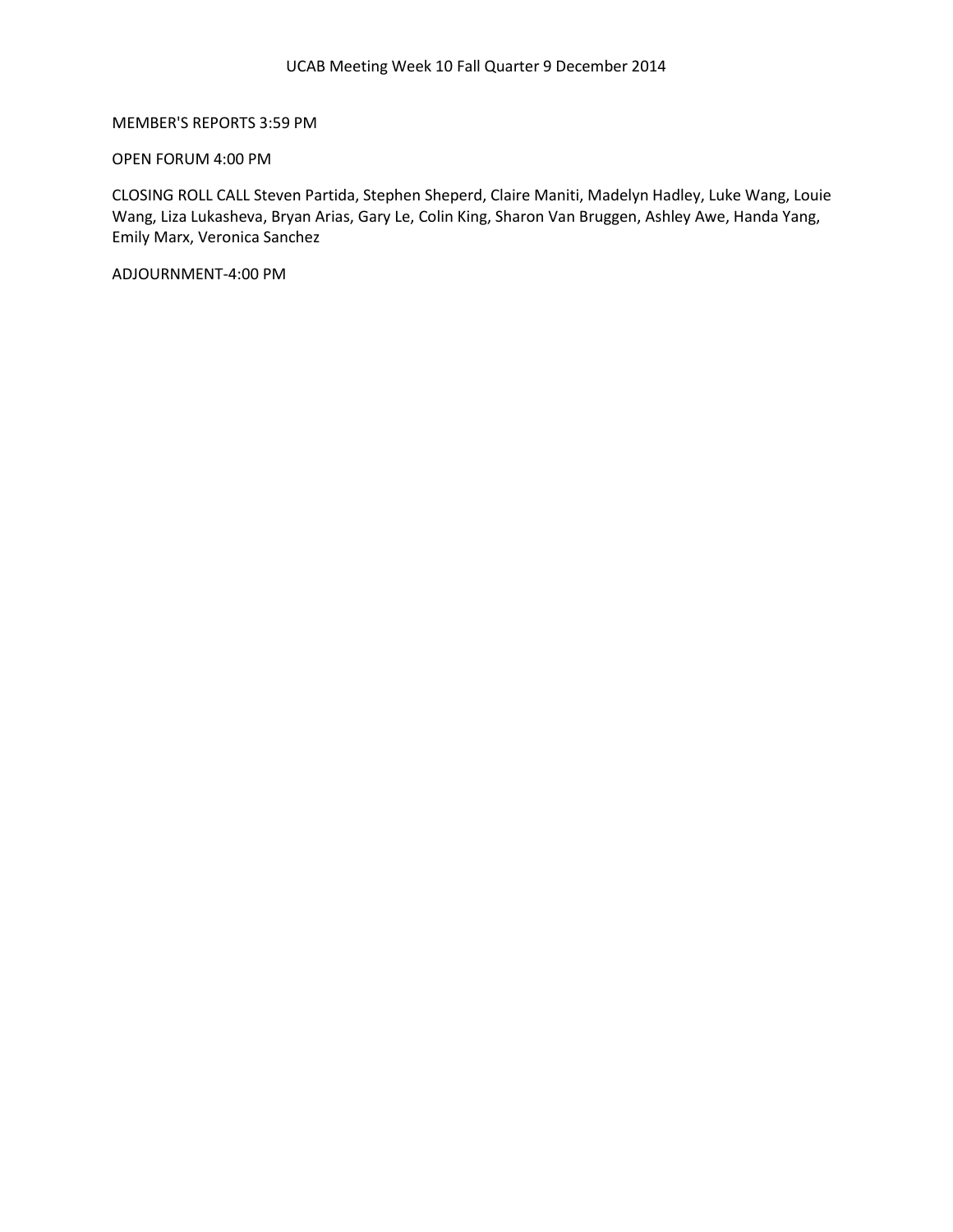MEMBER'S REPORTS 3:59 PM

OPEN FORUM 4:00 PM

CLOSING ROLL CALL Steven Partida, Stephen Sheperd, Claire Maniti, Madelyn Hadley, Luke Wang, Louie Wang, Liza Lukasheva, Bryan Arias, Gary Le, Colin King, Sharon Van Bruggen, Ashley Awe, Handa Yang, Emily Marx, Veronica Sanchez

ADJOURNMENT-4:00 PM